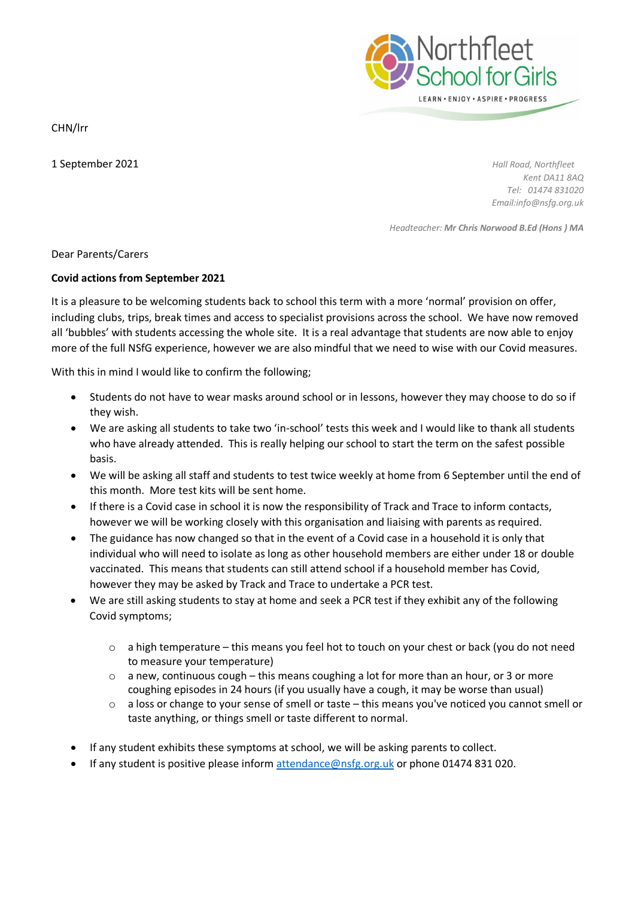Northfleet School for Girls

LEARN • ENJOY • ASPIRE • PROGRESS

CHN/lrr

1 September 2021

*Hall Road, Northfleet*
*Kent DA11 8AQ*
*Tel: 01474 831020*
*Email:info@nsfg.org.uk*

*Headteacher:* ***Mr Chris Norwood B.Ed (Hons ) MA***

Dear Parents/Carers

**Covid actions from September 2021**

It is a pleasure to welcoming students back to school this term with a more 'normal' provision on offer, including clubs, trips, break times and access to specialist provisions across the school. We have now removed all 'bubbles' with students accessing the whole site. It is a real advantage that students are now able to enjoy more of the full NSfG experience, however we are also mindful that we need to wise with our Covid measures.

With this in mind I would like to confirm the following;

- Students do not have to wear masks around school or in lessons, however they may choose to do so if they wish.
- We are asking all students to take two 'in-school' tests this week and I would like to thank all students who have already attended. This is really helping our school to start the term on the safest possible basis.
- We will be asking all staff and students to test twice weekly at home from 6 September until the end of this month. More test kits will be sent home.
- If there is a Covid case in school it is now the responsibility of Track and Trace to inform contacts, however we will be working closely with this organisation and liaising with parents as required.
- The guidance has now changed so that in the event of a Covid case in a household it is only that individual who will need to isolate as long as other household members are either under 18 or double vaccinated. This means that students can still attend school if a household member has Covid, however they may be asked by Track and Trace to undertake a PCR test.
- We are still asking students to stay at home and seek a PCR test if they exhibit any of the following Covid symptoms;
    - a high temperature – this means you feel hot to touch on your chest or back (you do not need to measure your temperature)
    - a new, continuous cough – this means coughing a lot for more than an hour, or 3 or more coughing episodes in 24 hours (if you usually have a cough, it may be worse than usual)
    - a loss or change to your sense of smell or taste – this means you've noticed you cannot smell or taste anything, or things smell or taste different to normal.
- If any student exhibits these symptoms at school, we will be asking parents to collect.
- If any student is positive please inform attendance@nsfg.org.uk or phone 01474 831 020.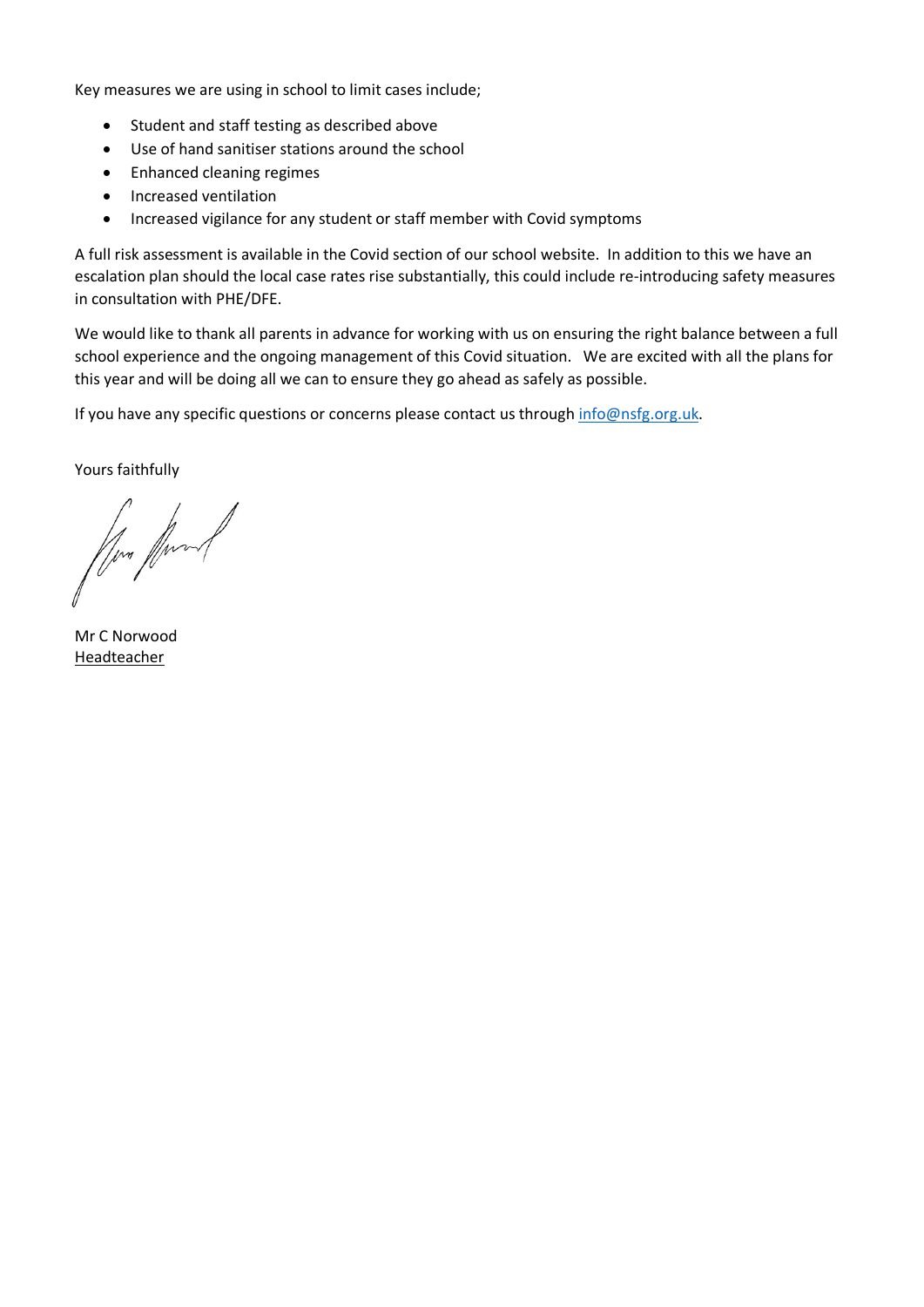Key measures we are using in school to limit cases include;

- Student and staff testing as described above
- Use of hand sanitiser stations around the school
- Enhanced cleaning regimes
- Increased ventilation
- Increased vigilance for any student or staff member with Covid symptoms

A full risk assessment is available in the Covid section of our school website. In addition to this we have an escalation plan should the local case rates rise substantially, this could include re-introducing safety measures in consultation with PHE/DFE.

We would like to thank all parents in advance for working with us on ensuring the right balance between a full school experience and the ongoing management of this Covid situation. We are excited with all the plans for this year and will be doing all we can to ensure they go ahead as safely as possible.

If you have any specific questions or concerns please contact us through info@nsfg.org.uk.

Yours faithfully

Mr C Norwood
Headteacher